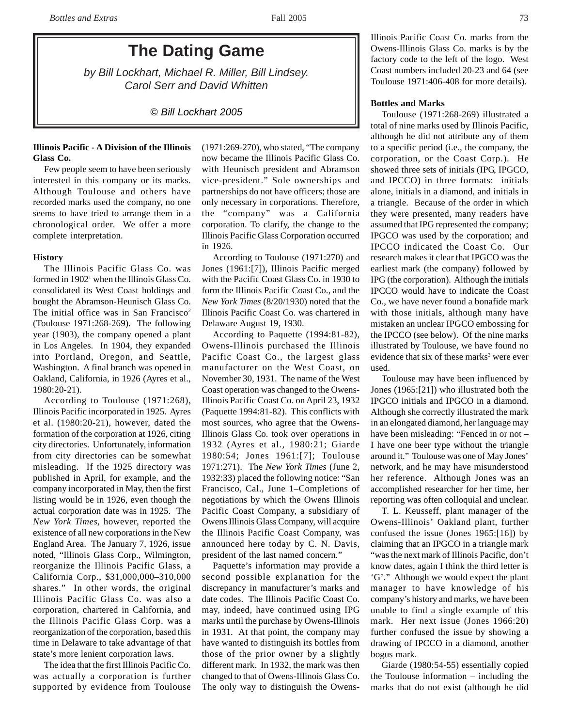# The Dating Game

*by Bill Lockhart, Michael R. Miller, Bill Lindsey. Carol Serr and David Whitten*

*© Bill Lockhart 2005*

## Illinois Pacific - A Division of the Illinois Glass Co.

Few people seem to have been seriously interested in this company or its marks. Although Toulouse and others have recorded marks used the company, no one seems to have tried to arrange them in a chronological order. We offer a more complete interpretation.

### History

The Illinois Pacific Glass Co. was formed in 1902[1] when the Illinois Glass Co. consolidated its West Coast holdings and bought the Abramson-Heunisch Glass Co. The initial office was in San Francisco[2] (Toulouse 1971:268-269). The following year (1903), the company opened a plant in Los Angeles. In 1904, they expanded into Portland, Oregon, and Seattle, Washington. A final branch was opened in Oakland, California, in 1926 (Ayres et al., 1980:20-21).

According to Toulouse (1971:268), Illinois Pacific incorporated in 1925. Ayres et al. (1980:20-21), however, dated the formation of the corporation at 1926, citing city directories. Unfortunately, information from city directories can be somewhat misleading. If the 1925 directory was published in April, for example, and the company incorporated in May, then the first listing would be in 1926, even though the actual corporation date was in 1925. The *New York Times*, however, reported the existence of all new corporations in the New England Area. The January 7, 1926, issue noted, "Illinois Glass Corp., Wilmington, reorganize the Illinois Pacific Glass, a California Corp., $31,000,000–310,000 shares." In other words, the original Illinois Pacific Glass Co. was also a corporation, chartered in California, and the Illinois Pacific Glass Corp. was a reorganization of the corporation, based this time in Delaware to take advantage of that state's more lenient corporation laws.

The idea that the first Illinois Pacific Co. was actually a corporation is further supported by evidence from Toulouse (1971:269-270), who stated, "The company now became the Illinois Pacific Glass Co. with Heunisch president and Abramson vice-president." Sole ownerships and partnerships do not have officers; those are only necessary in corporations. Therefore, the "company" was a California corporation. To clarify, the change to the Illinois Pacific Glass Corporation occurred in 1926.

According to Toulouse (1971:270) and Jones (1961:[7]), Illinois Pacific merged with the Pacific Coast Glass Co. in 1930 to form the Illinois Pacific Coast Co., and the *New York Times* (8/20/1930) noted that the Illinois Pacific Coast Co. was chartered in Delaware August 19, 1930.

According to Paquette (1994:81-82), Owens-Illinois purchased the Illinois Pacific Coast Co., the largest glass manufacturer on the West Coast, on November 30, 1931. The name of the West Coast operation was changed to the Owens-Illinois Pacific Coast Co. on April 23, 1932 (Paquette 1994:81-82). This conflicts with most sources, who agree that the Owens-Illinois Glass Co. took over operations in 1932 (Ayres et al., 1980:21; Giarde 1980:54; Jones 1961:[7]; Toulouse 1971:271). The *New York Times* (June 2, 1932:33) placed the following notice: "San Francisco, Cal., June 1–Completions of negotiations by which the Owens Illinois Pacific Coast Company, a subsidiary of Owens Illinois Glass Company, will acquire the Illinois Pacific Coast Company, was announced here today by C. N. Davis, president of the last named concern."

Paquette's information may provide a second possible explanation for the discrepancy in manufacturer's marks and date codes. The Illinois Pacific Coast Co. may, indeed, have continued using IPG marks until the purchase by Owens-Illinois in 1931. At that point, the company may have wanted to distinguish its bottles from those of the prior owner by a slightly different mark. In 1932, the mark was then changed to that of Owens-Illinois Glass Co. The only way to distinguish the Owens-Illinois Pacific Coast Co. marks from the Owens-Illinois Glass Co. marks is by the factory code to the left of the logo. West Coast numbers included 20-23 and 64 (see Toulouse 1971:406-408 for more details).

### Bottles and Marks

Toulouse (1971:268-269) illustrated a total of nine marks used by Illinois Pacific, although he did not attribute any of them to a specific period (i.e., the company, the corporation, or the Coast Corp.). He showed three sets of initials (IPG, IPGCO, and IPCCO) in three formats: initials alone, initials in a diamond, and initials in a triangle. Because of the order in which they were presented, many readers have assumed that IPG represented the company; IPGCO was used by the corporation; and IPCCO indicated the Coast Co. Our research makes it clear that IPGCO was the earliest mark (the company) followed by IPG (the corporation). Although the initials IPCCO would have to indicate the Coast Co., we have never found a bonafide mark with those initials, although many have mistaken an unclear IPGCO embossing for the IPCCO (see below). Of the nine marks illustrated by Toulouse, we have found no evidence that six of these marks[3] were ever used.

Toulouse may have been influenced by Jones (1965:[21]) who illustrated both the IPGCO initials and IPGCO in a diamond. Although she correctly illustrated the mark in an elongated diamond, her language may have been misleading: "Fenced in or not – I have one beer type without the triangle around it." Toulouse was one of May Jones' network, and he may have misunderstood her reference. Although Jones was an accomplished researcher for her time, her reporting was often colloquial and unclear.

T. L. Keusseff, plant manager of the Owens-Illinois' Oakland plant, further confused the issue (Jones 1965:[16]) by claiming that an IPGCO in a triangle mark "was the next mark of Illinois Pacific, don't know dates, again I think the third letter is 'G'." Although we would expect the plant manager to have knowledge of his company's history and marks, we have been unable to find a single example of this mark. Her next issue (Jones 1966:20) further confused the issue by showing a drawing of IPCCO in a diamond, another bogus mark.

Giarde (1980:54-55) essentially copied the Toulouse information – including the marks that do not exist (although he did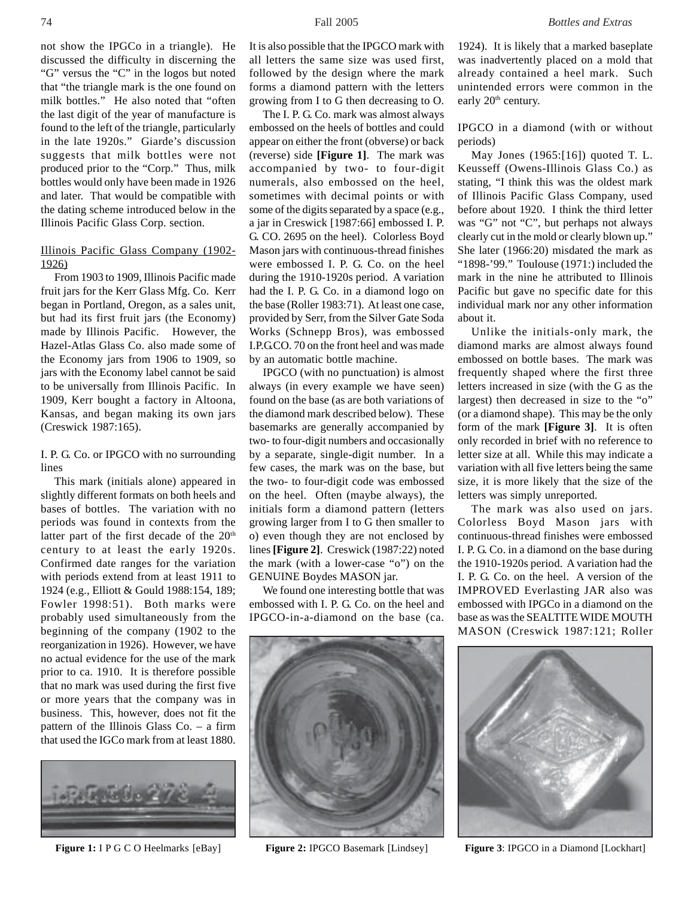not show the IPGCo in a triangle). He discussed the difficulty in discerning the "G" versus the "C" in the logos but noted that "the triangle mark is the one found on milk bottles." He also noted that "often the last digit of the year of manufacture is found to the left of the triangle, particularly in the late 1920s." Giarde's discussion suggests that milk bottles were not produced prior to the "Corp." Thus, milk bottles would only have been made in 1926 and later. That would be compatible with the dating scheme introduced below in the Illinois Pacific Glass Corp. section.

## Illinois Pacific Glass Company (1902-1926)

From 1903 to 1909, Illinois Pacific made fruit jars for the Kerr Glass Mfg. Co. Kerr began in Portland, Oregon, as a sales unit, but had its first fruit jars (the Economy) made by Illinois Pacific. However, the Hazel-Atlas Glass Co. also made some of the Economy jars from 1906 to 1909, so jars with the Economy label cannot be said to be universally from Illinois Pacific. In 1909, Kerr bought a factory in Altoona, Kansas, and began making its own jars (Creswick 1987:165).

### I. P. G. Co. or IPGCO with no surrounding lines

This mark (initials alone) appeared in slightly different formats on both heels and bases of bottles. The variation with no periods was found in contexts from the latter part of the first decade of the 20th century to at least the early 1920s. Confirmed date ranges for the variation with periods extend from at least 1911 to 1924 (e.g., Elliott & Gould 1988:154, 189; Fowler 1998:51). Both marks were probably used simultaneously from the beginning of the company (1902 to the reorganization in 1926). However, we have no actual evidence for the use of the mark prior to ca. 1910. It is therefore possible that no mark was used during the first five or more years that the company was in business. This, however, does not fit the pattern of the Illinois Glass Co. – a firm that used the IGCo mark from at least 1880.

Figure 1: I P G C O Heelmarks [eBay]

It is also possible that the IPGCO mark with all letters the same size was used first, followed by the design where the mark forms a diamond pattern with the letters growing from I to G then decreasing to O.

The I. P. G. Co. mark was almost always embossed on the heels of bottles and could appear on either the front (obverse) or back (reverse) side **[Figure 1]**. The mark was accompanied by two- to four-digit numerals, also embossed on the heel, sometimes with decimal points or with some of the digits separated by a space (e.g., a jar in Creswick [1987:66] embossed I. P. G. CO. 2695 on the heel). Colorless Boyd Mason jars with continuous-thread finishes were embossed I. P. G. Co. on the heel during the 1910-1920s period. A variation had the I. P. G. Co. in a diamond logo on the base (Roller 1983:71). At least one case, provided by Serr, from the Silver Gate Soda Works (Schnepp Bros), was embossed I.P.G.CO. 70 on the front heel and was made by an automatic bottle machine.

IPGCO (with no punctuation) is almost always (in every example we have seen) found on the base (as are both variations of the diamond mark described below). These basemarks are generally accompanied by two- to four-digit numbers and occasionally by a separate, single-digit number. In a few cases, the mark was on the base, but the two- to four-digit code was embossed on the heel. Often (maybe always), the initials form a diamond pattern (letters growing larger from I to G then smaller to o) even though they are not enclosed by lines **[Figure 2]**. Creswick (1987:22) noted the mark (with a lower-case "o") on the GENUINE Boydes MASON jar.

We found one interesting bottle that was embossed with I. P. G. Co. on the heel and IPGCO-in-a-diamond on the base (ca. 1924). It is likely that a marked baseplate was inadvertently placed on a mold that already contained a heel mark. Such unintended errors were common in the early 20th century.

Figure 2: IPGCO Basemark [Lindsey]

### IPGCO in a diamond (with or without periods)

May Jones (1965:[16]) quoted T. L. Keusseff (Owens-Illinois Glass Co.) as stating, "I think this was the oldest mark of Illinois Pacific Glass Company, used before about 1920. I think the third letter was "G" not "C", but perhaps not always clearly cut in the mold or clearly blown up." She later (1966:20) misdated the mark as "1898-'99." Toulouse (1971:) included the mark in the nine he attributed to Illinois Pacific but gave no specific date for this individual mark nor any other information about it.

Unlike the initials-only mark, the diamond marks are almost always found embossed on bottle bases. The mark was frequently shaped where the first three letters increased in size (with the G as the largest) then decreased in size to the "o" (or a diamond shape). This may be the only form of the mark **[Figure 3]**. It is often only recorded in brief with no reference to letter size at all. While this may indicate a variation with all five letters being the same size, it is more likely that the size of the letters was simply unreported.

The mark was also used on jars. Colorless Boyd Mason jars with continuous-thread finishes were embossed I. P. G. Co. in a diamond on the base during the 1910-1920s period. A variation had the I. P. G. Co. on the heel. A version of the IMPROVED Everlasting JAR also was embossed with IPGCo in a diamond on the base as was the SEALTITE WIDE MOUTH MASON (Creswick 1987:121; Roller

**Figure 3**: IPGCO in a Diamond [Lockhart]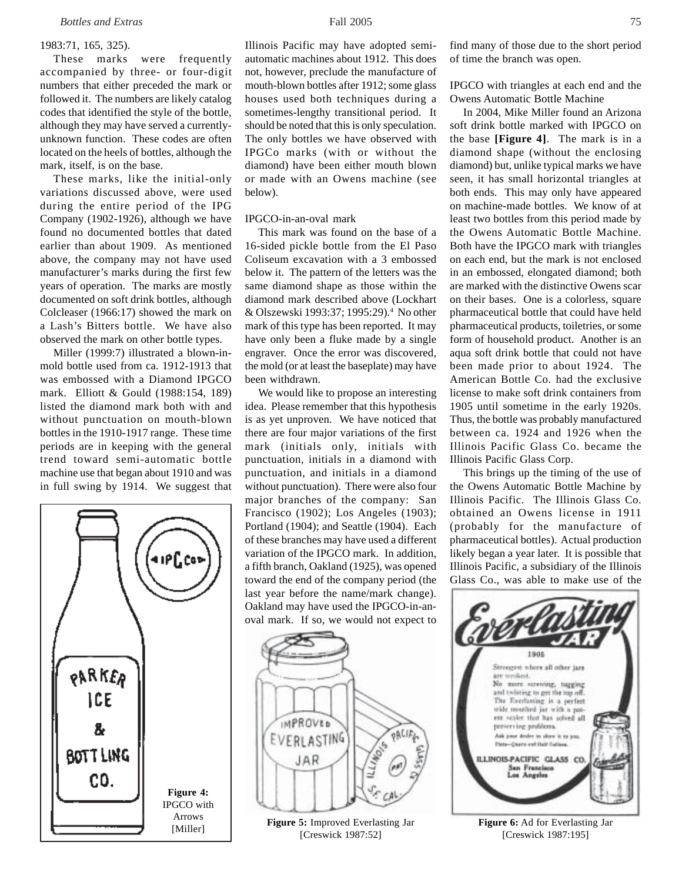1983:71, 165, 325).

These marks were frequently accompanied by three- or four-digit numbers that either preceded the mark or followed it. The numbers are likely catalog codes that identified the style of the bottle, although they may have served a currently-unknown function. These codes are often located on the heels of bottles, although the mark, itself, is on the base.

These marks, like the initial-only variations discussed above, were used during the entire period of the IPG Company (1902-1926), although we have found no documented bottles that dated earlier than about 1909. As mentioned above, the company may not have used manufacturer's marks during the first few years of operation. The marks are mostly documented on soft drink bottles, although Colcleaser (1966:17) showed the mark on a Lash's Bitters bottle. We have also observed the mark on other bottle types.

Miller (1999:7) illustrated a blown-in-mold bottle used from ca. 1912-1913 that was embossed with a Diamond IPGCO mark. Elliott & Gould (1988:154, 189) listed the diamond mark both with and without punctuation on mouth-blown bottles in the 1910-1917 range. These time periods are in keeping with the general trend toward semi-automatic bottle machine use that began about 1910 and was in full swing by 1914. We suggest that Illinois Pacific may have adopted semi-automatic machines about 1912. This does not, however, preclude the manufacture of mouth-blown bottles after 1912; some glass houses used both techniques during a sometimes-lengthy transitional period. It should be noted that this is only speculation. The only bottles we have observed with IPGCo marks (with or without the diamond) have been either mouth blown or made with an Owens machine (see below).

Figure 4: IPGCO with Arrows [Miller]

### IPGCO-in-an-oval mark

This mark was found on the base of a 16-sided pickle bottle from the El Paso Coliseum excavation with a 3 embossed below it. The pattern of the letters was the same diamond shape as those within the diamond mark described above (Lockhart & Olszewski 1993:37; 1995:29).[4] No other mark of this type has been reported. It may have only been a fluke made by a single engraver. Once the error was discovered, the mold (or at least the baseplate) may have been withdrawn.

We would like to propose an interesting idea. Please remember that this hypothesis is as yet unproven. We have noticed that there are four major variations of the first mark (initials only, initials with punctuation, initials in a diamond with punctuation, and initials in a diamond without punctuation). There were also four major branches of the company: San Francisco (1902); Los Angeles (1903); Portland (1904); and Seattle (1904). Each of these branches may have used a different variation of the IPGCO mark. In addition, a fifth branch, Oakland (1925), was opened toward the end of the company period (the last year before the name/mark change). Oakland may have used the IPGCO-in-an-oval mark. If so, we would not expect to find many of those due to the short period of time the branch was open.

Figure 5: Improved Everlasting Jar [Creswick 1987:52]

### IPGCO with triangles at each end and the Owens Automatic Bottle Machine

In 2004, Mike Miller found an Arizona soft drink bottle marked with IPGCO on the base **[Figure 4]**. The mark is in a diamond shape (without the enclosing diamond) but, unlike typical marks we have seen, it has small horizontal triangles at both ends. This may only have appeared on machine-made bottles. We know of at least two bottles from this period made by the Owens Automatic Bottle Machine. Both have the IPGCO mark with triangles on each end, but the mark is not enclosed in an embossed, elongated diamond; both are marked with the distinctive Owens scar on their bases. One is a colorless, square pharmaceutical bottle that could have held pharmaceutical products, toiletries, or some form of household product. Another is an aqua soft drink bottle that could not have been made prior to about 1924. The American Bottle Co. had the exclusive license to make soft drink containers from 1905 until sometime in the early 1920s. Thus, the bottle was probably manufactured between ca. 1924 and 1926 when the Illinois Pacific Glass Co. became the Illinois Pacific Glass Corp.

This brings up the timing of the use of the Owens Automatic Bottle Machine by Illinois Pacific. The Illinois Glass Co. obtained an Owens license in 1911 (probably for the manufacture of pharmaceutical bottles). Actual production likely began a year later. It is possible that Illinois Pacific, a subsidiary of the Illinois Glass Co., was able to make use of the

Figure 6: Ad for Everlasting Jar [Creswick 1987:195]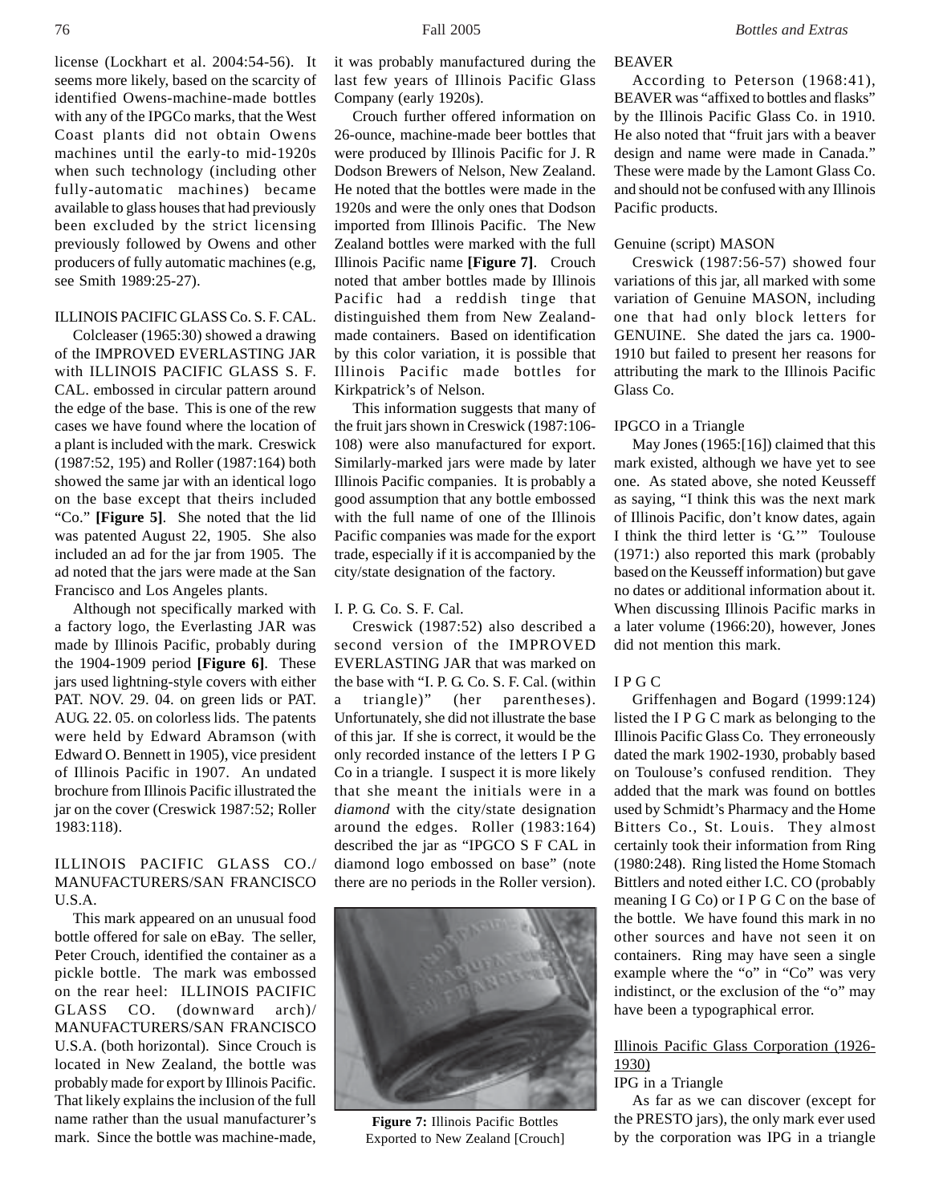license (Lockhart et al. 2004:54-56). It seems more likely, based on the scarcity of identified Owens-machine-made bottles with any of the IPGCo marks, that the West Coast plants did not obtain Owens machines until the early-to mid-1920s when such technology (including other fully-automatic machines) became available to glass houses that had previously been excluded by the strict licensing previously followed by Owens and other producers of fully automatic machines (e.g, see Smith 1989:25-27).

ILLINOIS PACIFIC GLASS Co. S. F. CAL.

Colcleaser (1965:30) showed a drawing of the IMPROVED EVERLASTING JAR with ILLINOIS PACIFIC GLASS S. F. CAL. embossed in circular pattern around the edge of the base. This is one of the rew cases we have found where the location of a plant is included with the mark. Creswick (1987:52, 195) and Roller (1987:164) both showed the same jar with an identical logo on the base except that theirs included "Co." **[Figure 5]**. She noted that the lid was patented August 22, 1905. She also included an ad for the jar from 1905. The ad noted that the jars were made at the San Francisco and Los Angeles plants.

Although not specifically marked with a factory logo, the Everlasting JAR was made by Illinois Pacific, probably during the 1904-1909 period **[Figure 6]**. These jars used lightning-style covers with either PAT. NOV. 29. 04. on green lids or PAT. AUG. 22. 05. on colorless lids. The patents were held by Edward Abramson (with Edward O. Bennett in 1905), vice president of Illinois Pacific in 1907. An undated brochure from Illinois Pacific illustrated the jar on the cover (Creswick 1987:52; Roller 1983:118).

ILLINOIS PACIFIC GLASS CO./ MANUFACTURERS/SAN FRANCISCO U.S.A.

This mark appeared on an unusual food bottle offered for sale on eBay. The seller, Peter Crouch, identified the container as a pickle bottle. The mark was embossed on the rear heel: ILLINOIS PACIFIC GLASS CO. (downward arch)/ MANUFACTURERS/SAN FRANCISCO U.S.A. (both horizontal). Since Crouch is located in New Zealand, the bottle was probably made for export by Illinois Pacific. That likely explains the inclusion of the full name rather than the usual manufacturer's mark. Since the bottle was machine-made, it was probably manufactured during the last few years of Illinois Pacific Glass Company (early 1920s).

Crouch further offered information on 26-ounce, machine-made beer bottles that were produced by Illinois Pacific for J. R Dodson Brewers of Nelson, New Zealand. He noted that the bottles were made in the 1920s and were the only ones that Dodson imported from Illinois Pacific. The New Zealand bottles were marked with the full Illinois Pacific name **[Figure 7]**. Crouch noted that amber bottles made by Illinois Pacific had a reddish tinge that distinguished them from New Zealand-made containers. Based on identification by this color variation, it is possible that Illinois Pacific made bottles for Kirkpatrick's of Nelson.

This information suggests that many of the fruit jars shown in Creswick (1987:106-108) were also manufactured for export. Similarly-marked jars were made by later Illinois Pacific companies. It is probably a good assumption that any bottle embossed with the full name of one of the Illinois Pacific companies was made for the export trade, especially if it is accompanied by the city/state designation of the factory.

I. P. G. Co. S. F. Cal.

Creswick (1987:52) also described a second version of the IMPROVED EVERLASTING JAR that was marked on the base with "I. P. G. Co. S. F. Cal. (within a triangle)" (her parentheses). Unfortunately, she did not illustrate the base of this jar. If she is correct, it would be the only recorded instance of the letters I P G Co in a triangle. I suspect it is more likely that she meant the initials were in a *diamond* with the city/state designation around the edges. Roller (1983:164) described the jar as "IPGCO S F CAL in diamond logo embossed on base" (note there are no periods in the Roller version).

**Figure 7:** Illinois Pacific Bottles Exported to New Zealand [Crouch]

BEAVER

According to Peterson (1968:41), BEAVER was "affixed to bottles and flasks" by the Illinois Pacific Glass Co. in 1910. He also noted that "fruit jars with a beaver design and name were made in Canada." These were made by the Lamont Glass Co. and should not be confused with any Illinois Pacific products.

Genuine (script) MASON

Creswick (1987:56-57) showed four variations of this jar, all marked with some variation of Genuine MASON, including one that had only block letters for GENUINE. She dated the jars ca. 1900-1910 but failed to present her reasons for attributing the mark to the Illinois Pacific Glass Co.

IPGCO in a Triangle

May Jones (1965:[16]) claimed that this mark existed, although we have yet to see one. As stated above, she noted Keusseff as saying, "I think this was the next mark of Illinois Pacific, don't know dates, again I think the third letter is 'G.'" Toulouse (1971:) also reported this mark (probably based on the Keusseff information) but gave no dates or additional information about it. When discussing Illinois Pacific marks in a later volume (1966:20), however, Jones did not mention this mark.

I P G C

Griffenhagen and Bogard (1999:124) listed the I P G C mark as belonging to the Illinois Pacific Glass Co. They erroneously dated the mark 1902-1930, probably based on Toulouse's confused rendition. They added that the mark was found on bottles used by Schmidt's Pharmacy and the Home Bitters Co., St. Louis. They almost certainly took their information from Ring (1980:248). Ring listed the Home Stomach Bittlers and noted either I.C. CO (probably meaning I G Co) or I P G C on the base of the bottle. We have found this mark in no other sources and have not seen it on containers. Ring may have seen a single example where the "o" in "Co" was very indistinct, or the exclusion of the "o" may have been a typographical error.

<u>Illinois Pacific Glass Corporation (1926-1930)</u>

IPG in a Triangle

As far as we can discover (except for the PRESTO jars), the only mark ever used by the corporation was IPG in a triangle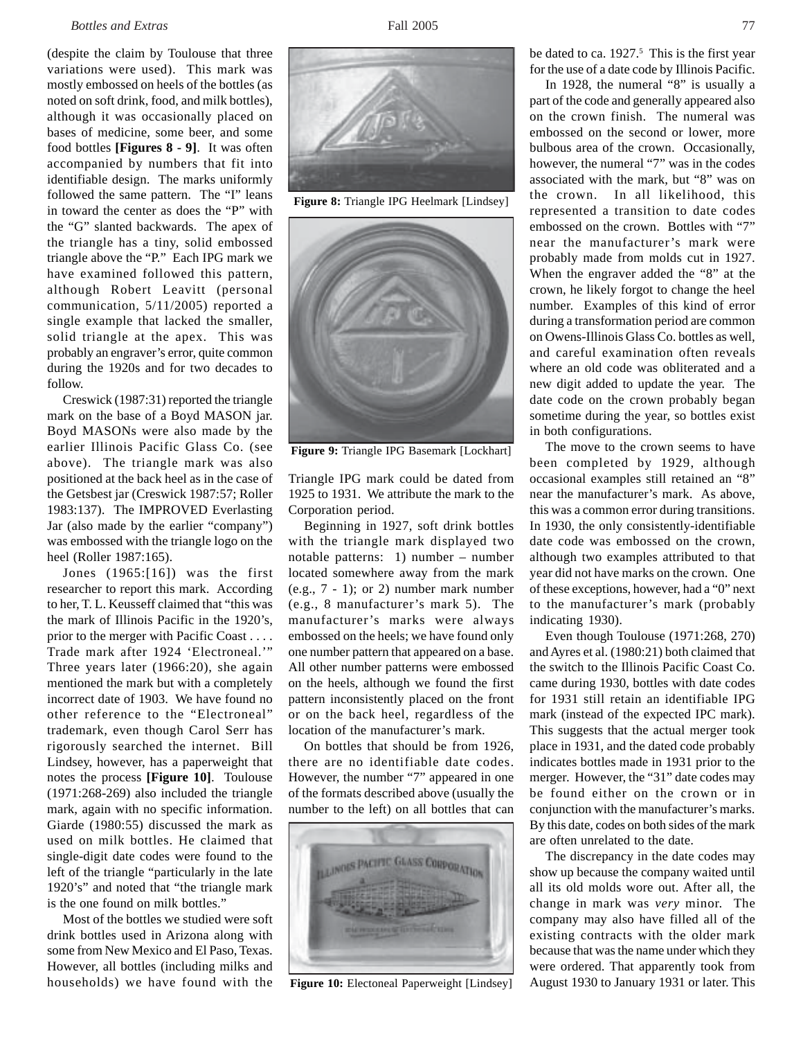(despite the claim by Toulouse that three variations were used). This mark was mostly embossed on heels of the bottles (as noted on soft drink, food, and milk bottles), although it was occasionally placed on bases of medicine, some beer, and some food bottles **[Figures 8 - 9]**. It was often accompanied by numbers that fit into identifiable design. The marks uniformly followed the same pattern. The "I" leans in toward the center as does the "P" with the "G" slanted backwards. The apex of the triangle has a tiny, solid embossed triangle above the "P." Each IPG mark we have examined followed this pattern, although Robert Leavitt (personal communication, 5/11/2005) reported a single example that lacked the smaller, solid triangle at the apex. This was probably an engraver's error, quite common during the 1920s and for two decades to follow.

Creswick (1987:31) reported the triangle mark on the base of a Boyd MASON jar. Boyd MASONs were also made by the earlier Illinois Pacific Glass Co. (see above). The triangle mark was also positioned at the back heel as in the case of the Getsbest jar (Creswick 1987:57; Roller 1983:137). The IMPROVED Everlasting Jar (also made by the earlier "company") was embossed with the triangle logo on the heel (Roller 1987:165).

Jones (1965:[16]) was the first researcher to report this mark. According to her, T. L. Keusseff claimed that "this was the mark of Illinois Pacific in the 1920's, prior to the merger with Pacific Coast . . . . Trade mark after 1924 'Electroneal.'" Three years later (1966:20), she again mentioned the mark but with a completely incorrect date of 1903. We have found no other reference to the "Electroneal" trademark, even though Carol Serr has rigorously searched the internet. Bill Lindsey, however, has a paperweight that notes the process **[Figure 10]**. Toulouse (1971:268-269) also included the triangle mark, again with no specific information. Giarde (1980:55) discussed the mark as used on milk bottles. He claimed that single-digit date codes were found to the left of the triangle "particularly in the late 1920's" and noted that "the triangle mark is the one found on milk bottles."

Most of the bottles we studied were soft drink bottles used in Arizona along with some from New Mexico and El Paso, Texas. However, all bottles (including milks and households) we have found with the Triangle IPG mark could be dated from 1925 to 1931. We attribute the mark to the Corporation period.

**Figure 8:** Triangle IPG Heelmark [Lindsey]

**Figure 9:** Triangle IPG Basemark [Lockhart]

Beginning in 1927, soft drink bottles with the triangle mark displayed two notable patterns: 1) number – number located somewhere away from the mark (e.g., 7 - 1); or 2) number mark number (e.g., 8 manufacturer's mark 5). The manufacturer's marks were always embossed on the heels; we have found only one number pattern that appeared on a base. All other number patterns were embossed on the heels, although we found the first pattern inconsistently placed on the front or on the back heel, regardless of the location of the manufacturer's mark.

On bottles that should be from 1926, there are no identifiable date codes. However, the number "7" appeared in one of the formats described above (usually the number to the left) on all bottles that can be dated to ca. 1927.[5] This is the first year for the use of a date code by Illinois Pacific.

**Figure 10:** Electoneal Paperweight [Lindsey]

In 1928, the numeral "8" is usually a part of the code and generally appeared also on the crown finish. The numeral was embossed on the second or lower, more bulbous area of the crown. Occasionally, however, the numeral "7" was in the codes associated with the mark, but "8" was on the crown. In all likelihood, this represented a transition to date codes embossed on the crown. Bottles with "7" near the manufacturer's mark were probably made from molds cut in 1927. When the engraver added the "8" at the crown, he likely forgot to change the heel number. Examples of this kind of error during a transformation period are common on Owens-Illinois Glass Co. bottles as well, and careful examination often reveals where an old code was obliterated and a new digit added to update the year. The date code on the crown probably began sometime during the year, so bottles exist in both configurations.

The move to the crown seems to have been completed by 1929, although occasional examples still retained an "8" near the manufacturer's mark. As above, this was a common error during transitions. In 1930, the only consistently-identifiable date code was embossed on the crown, although two examples attributed to that year did not have marks on the crown. One of these exceptions, however, had a "0" next to the manufacturer's mark (probably indicating 1930).

Even though Toulouse (1971:268, 270) and Ayres et al. (1980:21) both claimed that the switch to the Illinois Pacific Coast Co. came during 1930, bottles with date codes for 1931 still retain an identifiable IPG mark (instead of the expected IPC mark). This suggests that the actual merger took place in 1931, and the dated code probably indicates bottles made in 1931 prior to the merger. However, the "31" date codes may be found either on the crown or in conjunction with the manufacturer's marks. By this date, codes on both sides of the mark are often unrelated to the date.

The discrepancy in the date codes may show up because the company waited until all its old molds wore out. After all, the change in mark was *very* minor. The company may also have filled all of the existing contracts with the older mark because that was the name under which they were ordered. That apparently took from August 1930 to January 1931 or later. This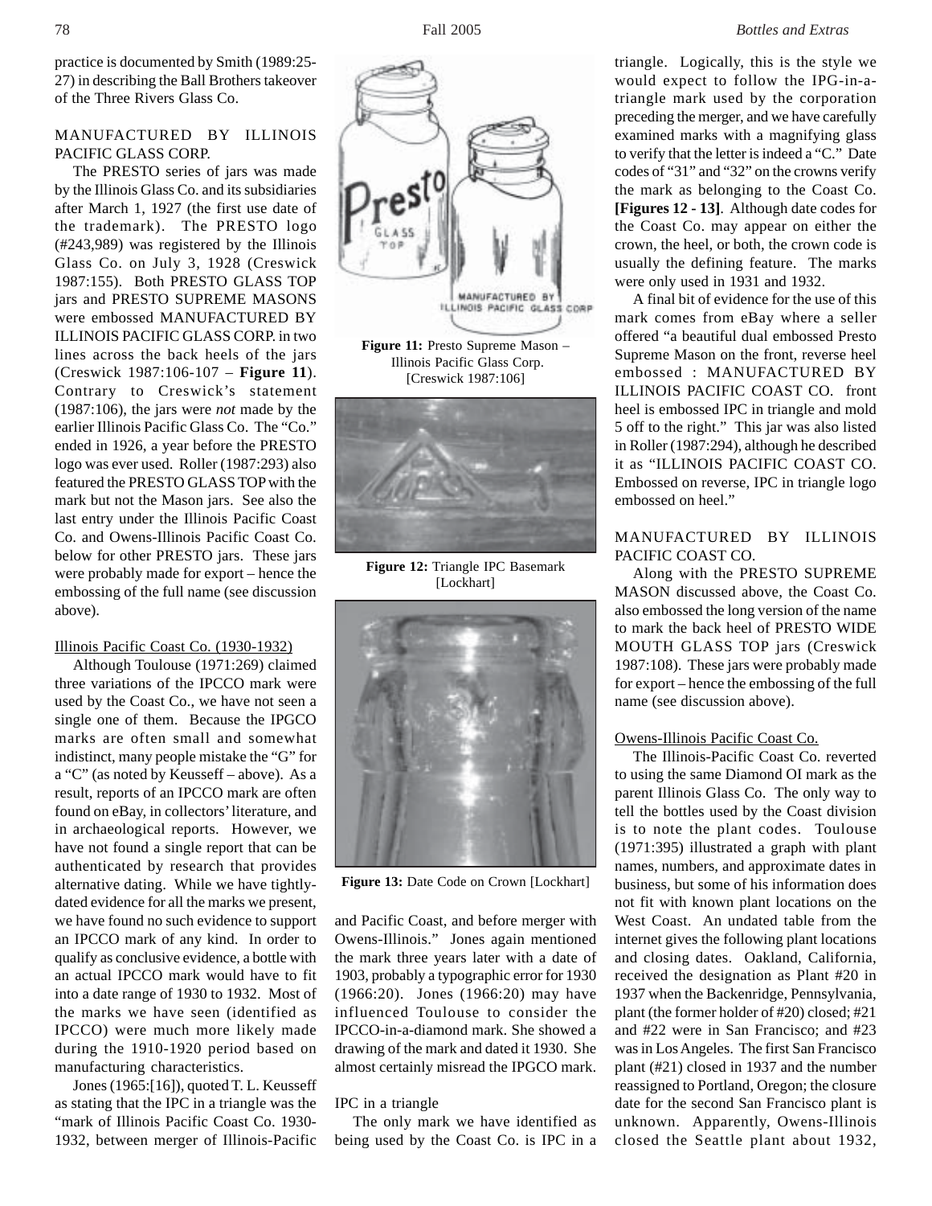practice is documented by Smith (1989:25-27) in describing the Ball Brothers takeover of the Three Rivers Glass Co.

### MANUFACTURED BY ILLINOIS PACIFIC GLASS CORP.

The PRESTO series of jars was made by the Illinois Glass Co. and its subsidiaries after March 1, 1927 (the first use date of the trademark). The PRESTO logo (#243,989) was registered by the Illinois Glass Co. on July 3, 1928 (Creswick 1987:155). Both PRESTO GLASS TOP jars and PRESTO SUPREME MASONS were embossed MANUFACTURED BY ILLINOIS PACIFIC GLASS CORP. in two lines across the back heels of the jars (Creswick 1987:106-107 – **Figure 11**). Contrary to Creswick's statement (1987:106), the jars were *not* made by the earlier Illinois Pacific Glass Co. The "Co." ended in 1926, a year before the PRESTO logo was ever used. Roller (1987:293) also featured the PRESTO GLASS TOP with the mark but not the Mason jars. See also the last entry under the Illinois Pacific Coast Co. and Owens-Illinois Pacific Coast Co. below for other PRESTO jars. These jars were probably made for export – hence the embossing of the full name (see discussion above).

**Figure 11:** Presto Supreme Mason – Illinois Pacific Glass Corp. [Creswick 1987:106]

**Figure 12:** Triangle IPC Basemark [Lockhart]

**Figure 13:** Date Code on Crown [Lockhart]

### Illinois Pacific Coast Co. (1930-1932)

Although Toulouse (1971:269) claimed three variations of the IPCCO mark were used by the Coast Co., we have not seen a single one of them. Because the IPGCO marks are often small and somewhat indistinct, many people mistake the "G" for a "C" (as noted by Keusseff – above). As a result, reports of an IPCCO mark are often found on eBay, in collectors' literature, and in archaeological reports. However, we have not found a single report that can be authenticated by research that provides alternative dating. While we have tightly-dated evidence for all the marks we present, we have found no such evidence to support an IPCCO mark of any kind. In order to qualify as conclusive evidence, a bottle with an actual IPCCO mark would have to fit into a date range of 1930 to 1932. Most of the marks we have seen (identified as IPCCO) were much more likely made during the 1910-1920 period based on manufacturing characteristics.

Jones (1965:[16]), quoted T. L. Keusseff as stating that the IPC in a triangle was the "mark of Illinois Pacific Coast Co. 1930-1932, between merger of Illinois-Pacific and Pacific Coast, and before merger with Owens-Illinois." Jones again mentioned the mark three years later with a date of 1903, probably a typographic error for 1930 (1966:20). Jones (1966:20) may have influenced Toulouse to consider the IPCCO-in-a-diamond mark. She showed a drawing of the mark and dated it 1930. She almost certainly misread the IPGCO mark.

### IPC in a triangle

The only mark we have identified as being used by the Coast Co. is IPC in a triangle. Logically, this is the style we would expect to follow the IPG-in-a-triangle mark used by the corporation preceding the merger, and we have carefully examined marks with a magnifying glass to verify that the letter is indeed a "C." Date codes of "31" and "32" on the crowns verify the mark as belonging to the Coast Co. **[Figures 12 - 13]**. Although date codes for the Coast Co. may appear on either the crown, the heel, or both, the crown code is usually the defining feature. The marks were only used in 1931 and 1932.

A final bit of evidence for the use of this mark comes from eBay where a seller offered "a beautiful dual embossed Presto Supreme Mason on the front, reverse heel embossed : MANUFACTURED BY ILLINOIS PACIFIC COAST CO. front heel is embossed IPC in triangle and mold 5 off to the right." This jar was also listed in Roller (1987:294), although he described it as "ILLINOIS PACIFIC COAST CO. Embossed on reverse, IPC in triangle logo embossed on heel."

### MANUFACTURED BY ILLINOIS PACIFIC COAST CO.

Along with the PRESTO SUPREME MASON discussed above, the Coast Co. also embossed the long version of the name to mark the back heel of PRESTO WIDE MOUTH GLASS TOP jars (Creswick 1987:108). These jars were probably made for export – hence the embossing of the full name (see discussion above).

### Owens-Illinois Pacific Coast Co.

The Illinois-Pacific Coast Co. reverted to using the same Diamond OI mark as the parent Illinois Glass Co. The only way to tell the bottles used by the Coast division is to note the plant codes. Toulouse (1971:395) illustrated a graph with plant names, numbers, and approximate dates in business, but some of his information does not fit with known plant locations on the West Coast. An undated table from the internet gives the following plant locations and closing dates. Oakland, California, received the designation as Plant #20 in 1937 when the Backenridge, Pennsylvania, plant (the former holder of #20) closed; #21 and #22 were in San Francisco; and #23 was in Los Angeles. The first San Francisco plant (#21) closed in 1937 and the number reassigned to Portland, Oregon; the closure date for the second San Francisco plant is unknown. Apparently, Owens-Illinois closed the Seattle plant about 1932,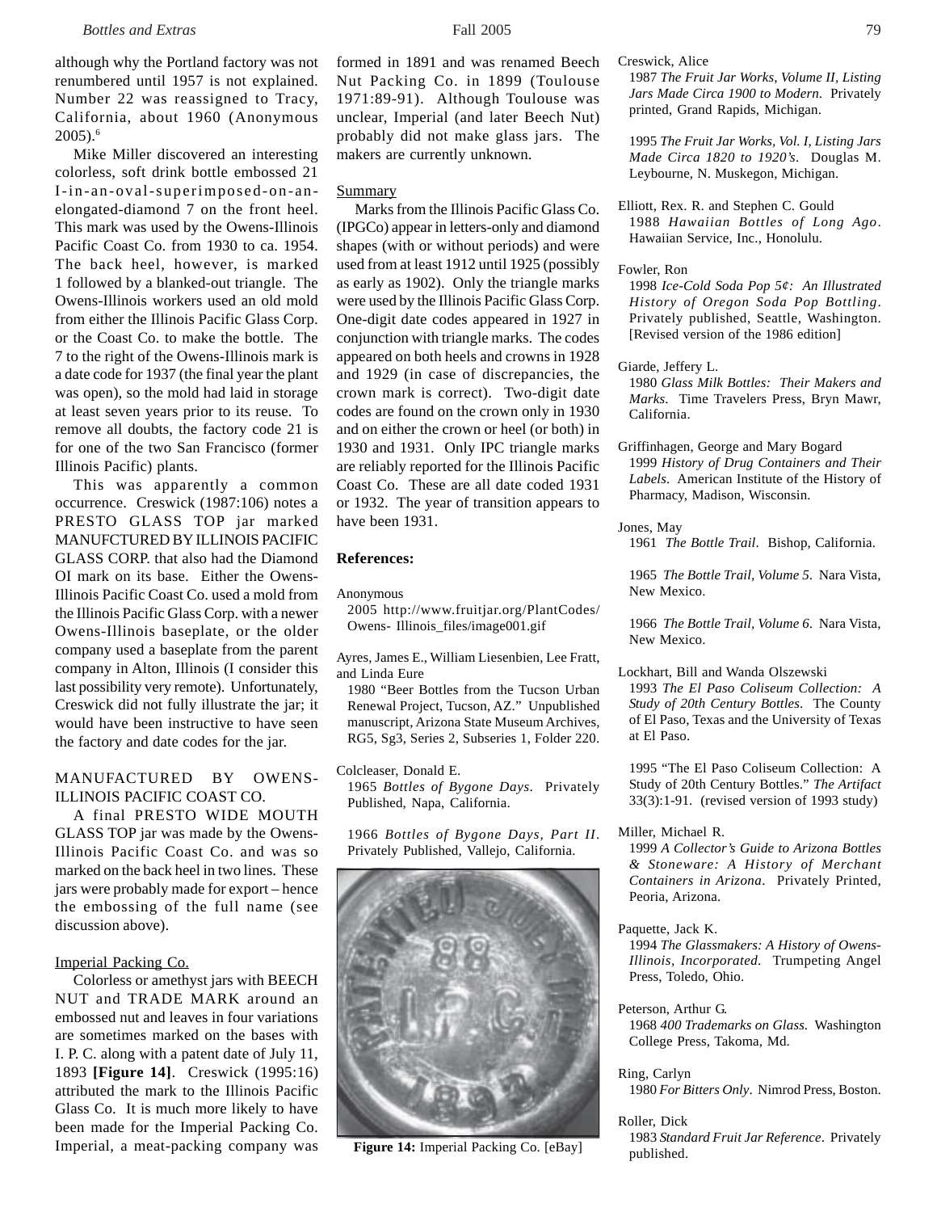although why the Portland factory was not renumbered until 1957 is not explained. Number 22 was reassigned to Tracy, California, about 1960 (Anonymous 2005).[6]

Mike Miller discovered an interesting colorless, soft drink bottle embossed 21 I-in-an-oval-superimposed-on-an-elongated-diamond 7 on the front heel. This mark was used by the Owens-Illinois Pacific Coast Co. from 1930 to ca. 1954. The back heel, however, is marked 1 followed by a blanked-out triangle. The Owens-Illinois workers used an old mold from either the Illinois Pacific Glass Corp. or the Coast Co. to make the bottle. The 7 to the right of the Owens-Illinois mark is a date code for 1937 (the final year the plant was open), so the mold had laid in storage at least seven years prior to its reuse. To remove all doubts, the factory code 21 is for one of the two San Francisco (former Illinois Pacific) plants.

This was apparently a common occurrence. Creswick (1987:106) notes a PRESTO GLASS TOP jar marked MANUFCTURED BY ILLINOIS PACIFIC GLASS CORP. that also had the Diamond OI mark on its base. Either the Owens-Illinois Pacific Coast Co. used a mold from the Illinois Pacific Glass Corp. with a newer Owens-Illinois baseplate, or the older company used a baseplate from the parent company in Alton, Illinois (I consider this last possibility very remote). Unfortunately, Creswick did not fully illustrate the jar; it would have been instructive to have seen the factory and date codes for the jar.

MANUFACTURED BY OWENS-ILLINOIS PACIFIC COAST CO.

A final PRESTO WIDE MOUTH GLASS TOP jar was made by the Owens-Illinois Pacific Coast Co. and was so marked on the back heel in two lines. These jars were probably made for export – hence the embossing of the full name (see discussion above).

Imperial Packing Co.

Colorless or amethyst jars with BEECH NUT and TRADE MARK around an embossed nut and leaves in four variations are sometimes marked on the bases with I. P. C. along with a patent date of July 11, 1893 **[Figure 14]**. Creswick (1995:16) attributed the mark to the Illinois Pacific Glass Co. It is much more likely to have been made for the Imperial Packing Co. Imperial, a meat-packing company was formed in 1891 and was renamed Beech Nut Packing Co. in 1899 (Toulouse 1971:89-91). Although Toulouse was unclear, Imperial (and later Beech Nut) probably did not make glass jars. The makers are currently unknown.

**Figure 14:** Imperial Packing Co. [eBay]

Summary

Marks from the Illinois Pacific Glass Co. (IPGCo) appear in letters-only and diamond shapes (with or without periods) and were used from at least 1912 until 1925 (possibly as early as 1902). Only the triangle marks were used by the Illinois Pacific Glass Corp. One-digit date codes appeared in 1927 in conjunction with triangle marks. The codes appeared on both heels and crowns in 1928 and 1929 (in case of discrepancies, the crown mark is correct). Two-digit date codes are found on the crown only in 1930 and on either the crown or heel (or both) in 1930 and 1931. Only IPC triangle marks are reliably reported for the Illinois Pacific Coast Co. These are all date coded 1931 or 1932. The year of transition appears to have been 1931.

## References:

Anonymous
2005 http://www.fruitjar.org/PlantCodes/Owens- Illinois_files/image001.gif

Ayres, James E., William Liesenbien, Lee Fratt, and Linda Eure
1980 "Beer Bottles from the Tucson Urban Renewal Project, Tucson, AZ." Unpublished manuscript, Arizona State Museum Archives, RG5, Sg3, Series 2, Subseries 1, Folder 220.

Colcleaser, Donald E.
1965 *Bottles of Bygone Days*. Privately Published, Napa, California.

1966 *Bottles of Bygone Days, Part II*. Privately Published, Vallejo, California.

Creswick, Alice
1987 *The Fruit Jar Works, Volume II, Listing Jars Made Circa 1900 to Modern*. Privately printed, Grand Rapids, Michigan.

1995 *The Fruit Jar Works, Vol. I, Listing Jars Made Circa 1820 to 1920's*. Douglas M. Leybourne, N. Muskegon, Michigan.

Elliott, Rex. R. and Stephen C. Gould
1988 *Hawaiian Bottles of Long Ago*. Hawaiian Service, Inc., Honolulu.

Fowler, Ron
1998 *Ice-Cold Soda Pop 5¢: An Illustrated History of Oregon Soda Pop Bottling*. Privately published, Seattle, Washington. [Revised version of the 1986 edition]

Giarde, Jeffery L.
1980 *Glass Milk Bottles: Their Makers and Marks*. Time Travelers Press, Bryn Mawr, California.

Griffinhagen, George and Mary Bogard
1999 *History of Drug Containers and Their Labels*. American Institute of the History of Pharmacy, Madison, Wisconsin.

Jones, May
1961 *The Bottle Trail*. Bishop, California.

1965 *The Bottle Trail, Volume 5*. Nara Vista, New Mexico.

1966 *The Bottle Trail, Volume 6*. Nara Vista, New Mexico.

Lockhart, Bill and Wanda Olszewski
1993 *The El Paso Coliseum Collection: A Study of 20th Century Bottles*. The County of El Paso, Texas and the University of Texas at El Paso.

1995 "The El Paso Coliseum Collection: A Study of 20th Century Bottles." *The Artifact* 33(3):1-91. (revised version of 1993 study)

Miller, Michael R.
1999 *A Collector's Guide to Arizona Bottles & Stoneware: A History of Merchant Containers in Arizona*. Privately Printed, Peoria, Arizona.

Paquette, Jack K.
1994 *The Glassmakers: A History of Owens-Illinois, Incorporated*. Trumpeting Angel Press, Toledo, Ohio.

Peterson, Arthur G.
1968 *400 Trademarks on Glass*. Washington College Press, Takoma, Md.

Ring, Carlyn
1980 *For Bitters Only*. Nimrod Press, Boston.

Roller, Dick
1983 *Standard Fruit Jar Reference*. Privately published.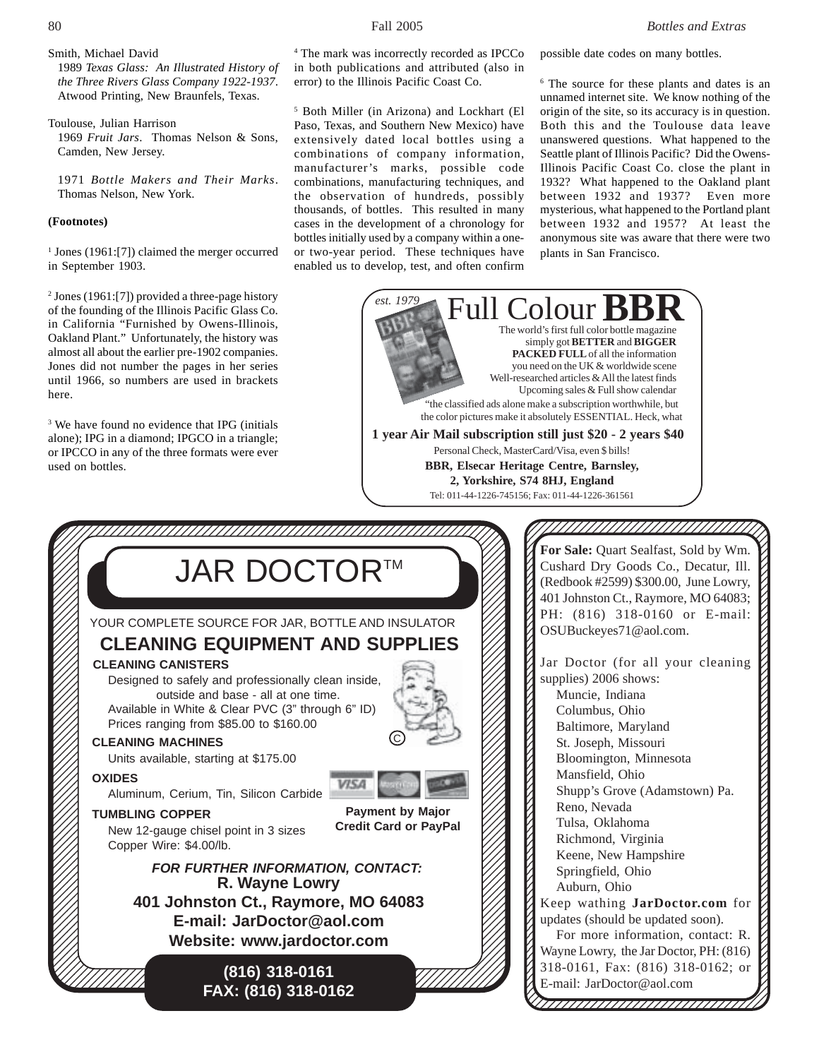Smith, Michael David

1989 *Texas Glass: An Illustrated History of the Three Rivers Glass Company 1922-1937*. Atwood Printing, New Braunfels, Texas.

Toulouse, Julian Harrison

1969 *Fruit Jars*. Thomas Nelson & Sons, Camden, New Jersey.

1971 *Bottle Makers and Their Marks*. Thomas Nelson, New York.

**(Footnotes)**

[1] Jones (1961:[7]) claimed the merger occurred in September 1903.

[2] Jones (1961:[7]) provided a three-page history of the founding of the Illinois Pacific Glass Co. in California "Furnished by Owens-Illinois, Oakland Plant." Unfortunately, the history was almost all about the earlier pre-1902 companies. Jones did not number the pages in her series until 1966, so numbers are used in brackets here.

[3] We have found no evidence that IPG (initials alone); IPG in a diamond; IPGCO in a triangle; or IPCCO in any of the three formats were ever used on bottles.

[4] The mark was incorrectly recorded as IPCCo in both publications and attributed (also in error) to the Illinois Pacific Coast Co.

[5] Both Miller (in Arizona) and Lockhart (El Paso, Texas, and Southern New Mexico) have extensively dated local bottles using a combinations of company information, manufacturer's marks, possible code combinations, manufacturing techniques, and the observation of hundreds, possibly thousands, of bottles. This resulted in many cases in the development of a chronology for bottles initially used by a company within a one- or two-year period. These techniques have enabled us to develop, test, and often confirm possible date codes on many bottles.

[6] The source for these plants and dates is an unnamed internet site. We know nothing of the origin of the site, so its accuracy is in question. Both this and the Toulouse data leave unanswered questions. What happened to the Seattle plant of Illinois Pacific? Did the Owens-Illinois Pacific Coast Co. close the plant in 1932? What happened to the Oakland plant between 1932 and 1937? Even more mysterious, what happened to the Portland plant between 1932 and 1957? At least the anonymous site was aware that there were two plants in San Francisco.

est. 1979

Full Colour **BBR**

The world's first full color bottle magazine simply got **BETTER** and **BIGGER PACKED FULL** of all the information you need on the UK & worldwide scene
Well-researched articles & All the latest finds
Upcoming sales & Full show calendar

"the classified ads alone make a subscription worthwhile, but the color pictures make it absolutely ESSENTIAL. Heck, what

**1 year Air Mail subscription still just $20 - 2 years $40**

Personal Check, MasterCard/Visa, even $ bills!

**BBR, Elsecar Heritage Centre, Barnsley, 2, Yorkshire, S74 8HJ, England**

Tel: 011-44-1226-745156; Fax: 011-44-1226-361561

JAR DOCTOR™

YOUR COMPLETE SOURCE FOR JAR, BOTTLE AND INSULATOR

**CLEANING EQUIPMENT AND SUPPLIES**

**CLEANING CANISTERS**

Designed to safely and professionally clean inside, outside and base - all at one time.
Available in White & Clear PVC (3" through 6" ID)
Prices ranging from $85.00 to $160.00

**CLEANING MACHINES**

Units available, starting at $175.00

**OXIDES**

Aluminum, Cerium, Tin, Silicon Carbide

**TUMBLING COPPER**

New 12-gauge chisel point in 3 sizes
Copper Wire: $4.00/lb.

**Payment by Major Credit Card or PayPal**

***FOR FURTHER INFORMATION, CONTACT:***

**R. Wayne Lowry**
**401 Johnston Ct., Raymore, MO 64083**
**E-mail: JarDoctor@aol.com**
**Website: www.jardoctor.com**

**(816) 318-0161**
**FAX: (816) 318-0162**

**For Sale:** Quart Sealfast, Sold by Wm. Cushard Dry Goods Co., Decatur, Ill. (Redbook #2599) $300.00, June Lowry, 401 Johnston Ct., Raymore, MO 64083; PH: (816) 318-0160 or E-mail: OSUBuckeyes71@aol.com.

Jar Doctor (for all your cleaning supplies) 2006 shows:

- Muncie, Indiana
- Columbus, Ohio
- Baltimore, Maryland
- St. Joseph, Missouri
- Bloomington, Minnesota
- Mansfield, Ohio
- Shupp's Grove (Adamstown) Pa.
- Reno, Nevada
- Tulsa, Oklahoma
- Richmond, Virginia
- Keene, New Hampshire
- Springfield, Ohio
- Auburn, Ohio

Keep wathing **JarDoctor.com** for updates (should be updated soon).

For more information, contact: R. Wayne Lowry, the Jar Doctor, PH: (816) 318-0161, Fax: (816) 318-0162; or E-mail: JarDoctor@aol.com